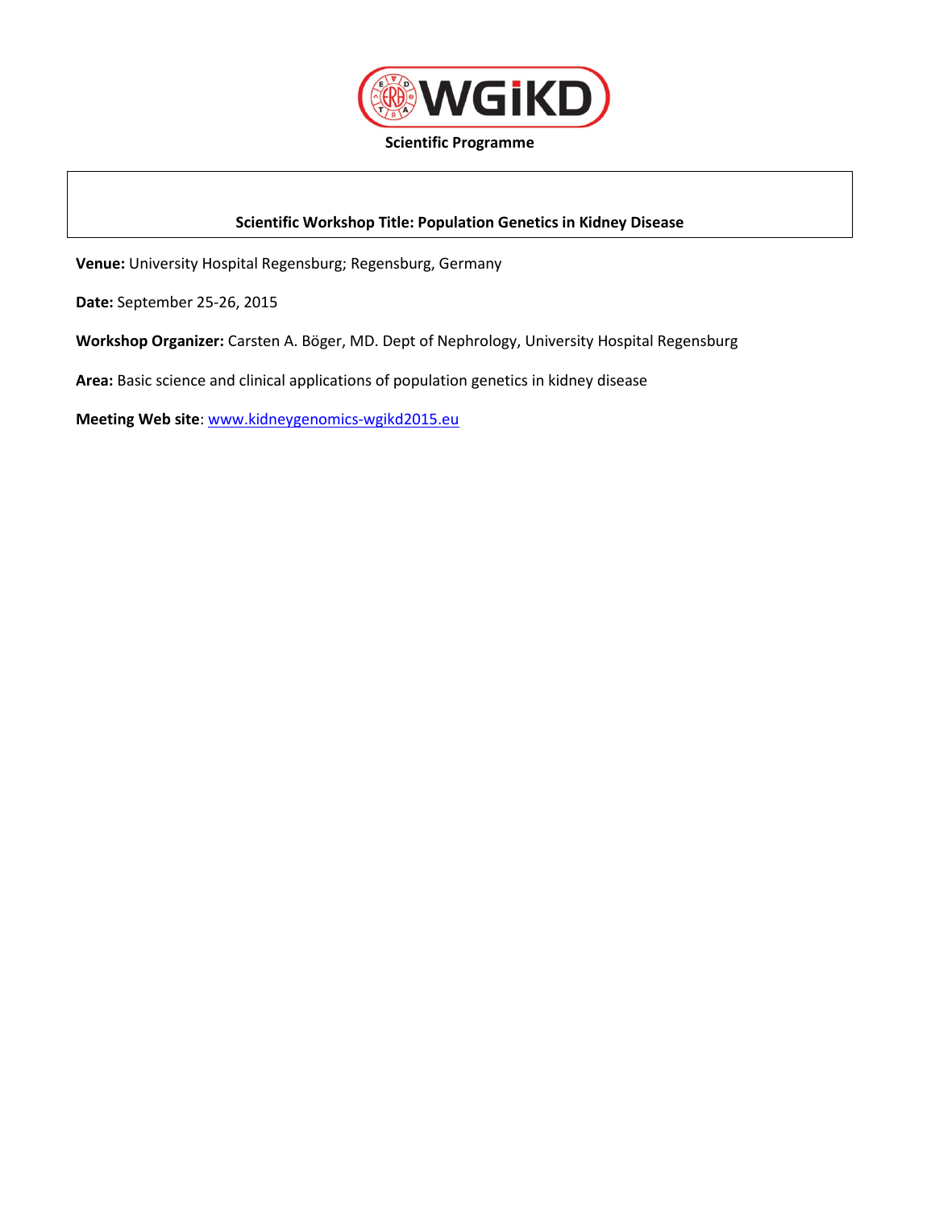WGiKD

**Scientific Programme**

## Scientific Workshop Title: Population Genetics in Kidney Disease

**Venue:** University Hospital Regensburg; Regensburg, Germany

**Date:** September 25-26, 2015

**Workshop Organizer:** Carsten A. Böger, MD. Dept of Nephrology, University Hospital Regensburg

**Area:** Basic science and clinical applications of population genetics in kidney disease

**Meeting Web site**: www.kidneygenomics-wgikd2015.eu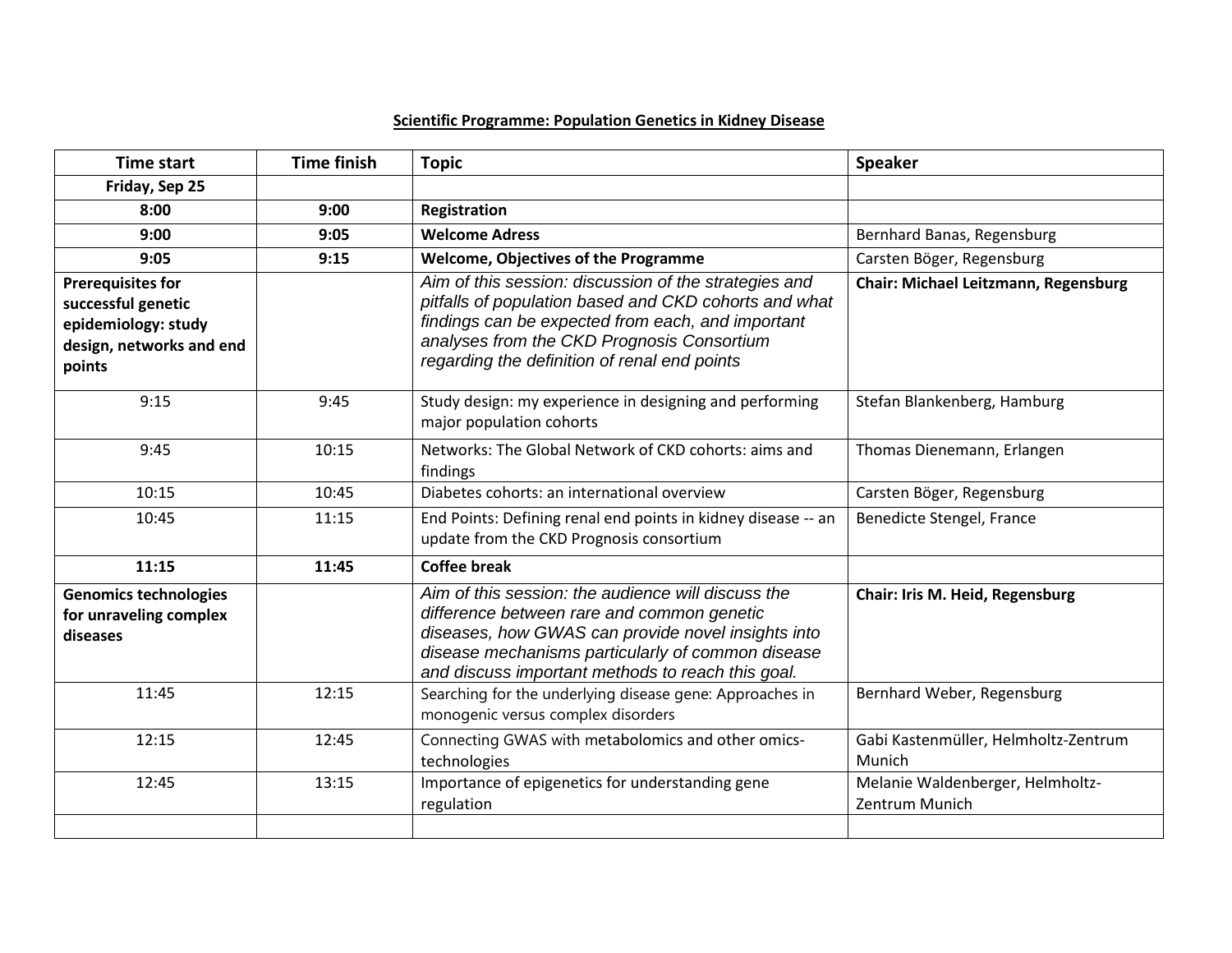**Scientific Programme: Population Genetics in Kidney Disease**

| Time start | Time finish | Topic | Speaker |
|---|---|---|---|
| **Friday, Sep 25** | | | |
| **8:00** | **9:00** | **Registration** | |
| **9:00** | **9:05** | **Welcome Adress** | Bernhard Banas, Regensburg |
| **9:05** | **9:15** | **Welcome, Objectives of the Programme** | Carsten Böger, Regensburg |
| **Prerequisites for successful genetic epidemiology: study design, networks and end points** | | *Aim of this session: discussion of the strategies and pitfalls of population based and CKD cohorts and what findings can be expected from each, and important analyses from the CKD Prognosis Consortium regarding the definition of renal end points* | **Chair: Michael Leitzmann, Regensburg** |
| 9:15 | 9:45 | Study design: my experience in designing and performing major population cohorts | Stefan Blankenberg, Hamburg |
| 9:45 | 10:15 | Networks: The Global Network of CKD cohorts: aims and findings | Thomas Dienemann, Erlangen |
| 10:15 | 10:45 | Diabetes cohorts: an international overview | Carsten Böger, Regensburg |
| 10:45 | 11:15 | End Points: Defining renal end points in kidney disease -- an update from the CKD Prognosis consortium | Benedicte Stengel, France |
| **11:15** | **11:45** | **Coffee break** | |
| **Genomics technologies for unraveling complex diseases** | | *Aim of this session: the audience will discuss the difference between rare and common genetic diseases, how GWAS can provide novel insights into disease mechanisms particularly of common disease and discuss important methods to reach this goal.* | **Chair: Iris M. Heid, Regensburg** |
| 11:45 | 12:15 | Searching for the underlying disease gene: Approaches in monogenic versus complex disorders | Bernhard Weber, Regensburg |
| 12:15 | 12:45 | Connecting GWAS with metabolomics and other omics-technologies | Gabi Kastenmüller, Helmholtz-Zentrum Munich |
| 12:45 | 13:15 | Importance of epigenetics for understanding gene regulation | Melanie Waldenberger, Helmholtz-Zentrum Munich |
| | | | |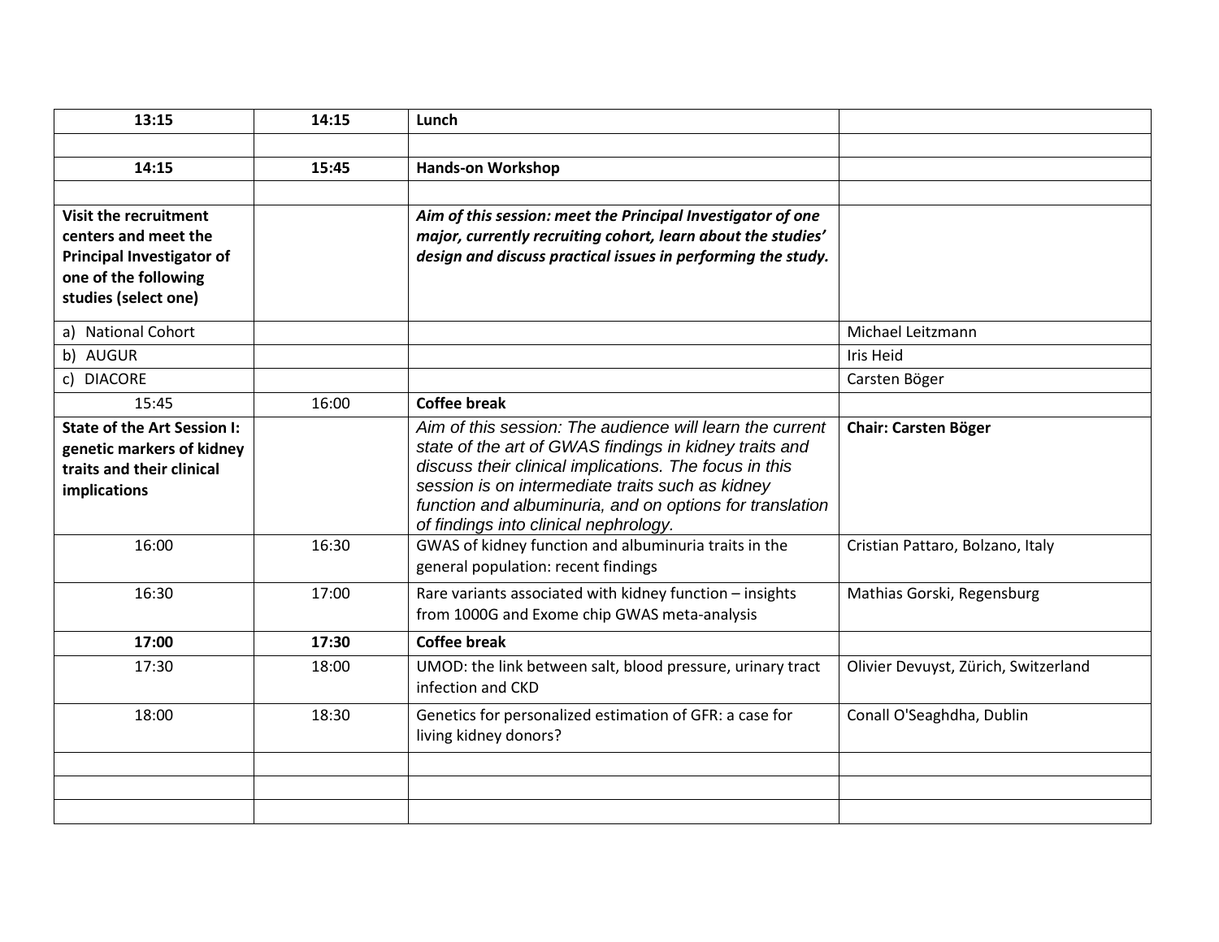| **13:15** | **14:15** | **Lunch** | |
|---|---|---|---|
| | | | |
| **14:15** | **15:45** | **Hands-on Workshop** | |
| | | | |
| **Visit the recruitment centers and meet the Principal Investigator of one of the following studies (select one)** | | ***Aim of this session: meet the Principal Investigator of one major, currently recruiting cohort, learn about the studies' design and discuss practical issues in performing the study.*** | |
| a) National Cohort | | | Michael Leitzmann |
| b) AUGUR | | | Iris Heid |
| c) DIACORE | | | Carsten Böger |
| 15:45 | 16:00 | **Coffee break** | |
| **State of the Art Session I: genetic markers of kidney traits and their clinical implications** | | *Aim of this session: The audience will learn the current state of the art of GWAS findings in kidney traits and discuss their clinical implications. The focus in this session is on intermediate traits such as kidney function and albuminuria, and on options for translation of findings into clinical nephrology.* | **Chair: Carsten Böger** |
| 16:00 | 16:30 | GWAS of kidney function and albuminuria traits in the general population: recent findings | Cristian Pattaro, Bolzano, Italy |
| 16:30 | 17:00 | Rare variants associated with kidney function – insights from 1000G and Exome chip GWAS meta-analysis | Mathias Gorski, Regensburg |
| **17:00** | **17:30** | **Coffee break** | |
| 17:30 | 18:00 | UMOD: the link between salt, blood pressure, urinary tract infection and CKD | Olivier Devuyst, Zürich, Switzerland |
| 18:00 | 18:30 | Genetics for personalized estimation of GFR: a case for living kidney donors? | Conall O'Seaghdha, Dublin |
| | | | |
| | | | |
| | | | |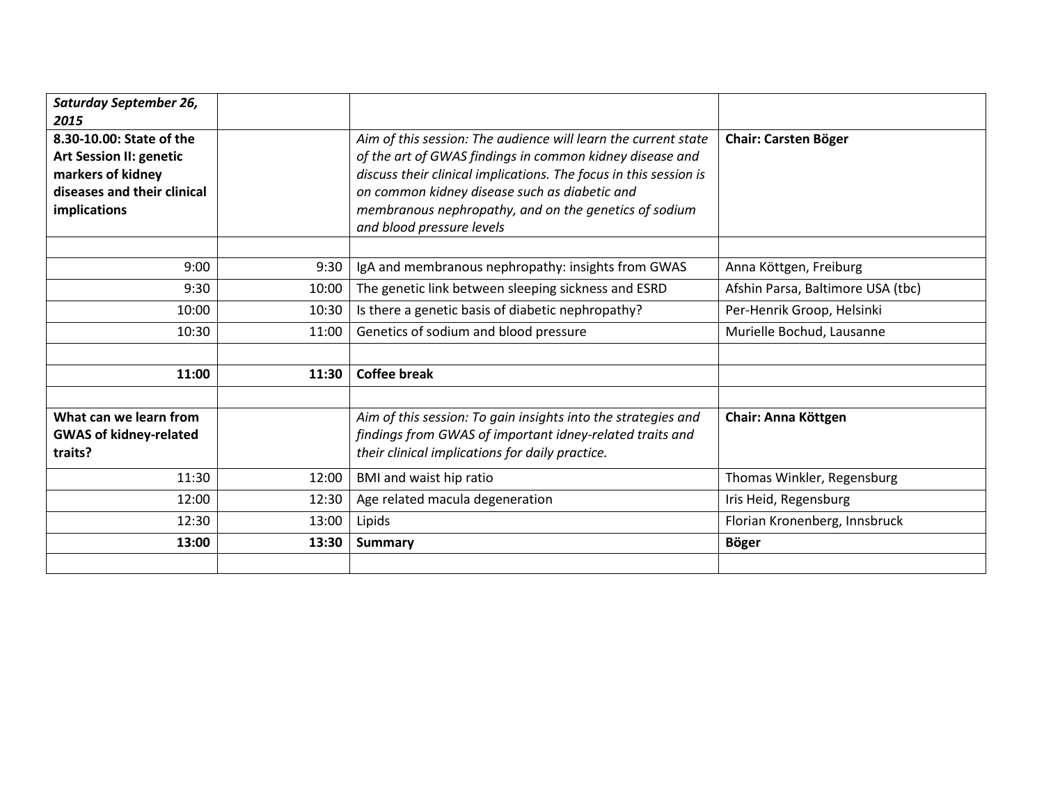| | | | |
|---|---|---|---|
| ***Saturday September 26, 2015*** | | | |
| **8.30-10.00: State of the Art Session II: genetic markers of kidney diseases and their clinical implications** | | *Aim of this session: The audience will learn the current state of the art of GWAS findings in common kidney disease and discuss their clinical implications. The focus in this session is on common kidney disease such as diabetic and membranous nephropathy, and on the genetics of sodium and blood pressure levels* | **Chair: Carsten Böger** |
| | | | |
| 9:00 | 9:30 | IgA and membranous nephropathy: insights from GWAS | Anna Köttgen, Freiburg |
| 9:30 | 10:00 | The genetic link between sleeping sickness and ESRD | Afshin Parsa, Baltimore USA (tbc) |
| 10:00 | 10:30 | Is there a genetic basis of diabetic nephropathy? | Per-Henrik Groop, Helsinki |
| 10:30 | 11:00 | Genetics of sodium and blood pressure | Murielle Bochud, Lausanne |
| | | | |
| **11:00** | **11:30** | **Coffee break** | |
| | | | |
| **What can we learn from GWAS of kidney-related traits?** | | *Aim of this session: To gain insights into the strategies and findings from GWAS of important idney-related traits and their clinical implications for daily practice.* | **Chair: Anna Köttgen** |
| 11:30 | 12:00 | BMI and waist hip ratio | Thomas Winkler, Regensburg |
| 12:00 | 12:30 | Age related macula degeneration | Iris Heid, Regensburg |
| 12:30 | 13:00 | Lipids | Florian Kronenberg, Innsbruck |
| **13:00** | **13:30** | **Summary** | **Böger** |
| | | | |